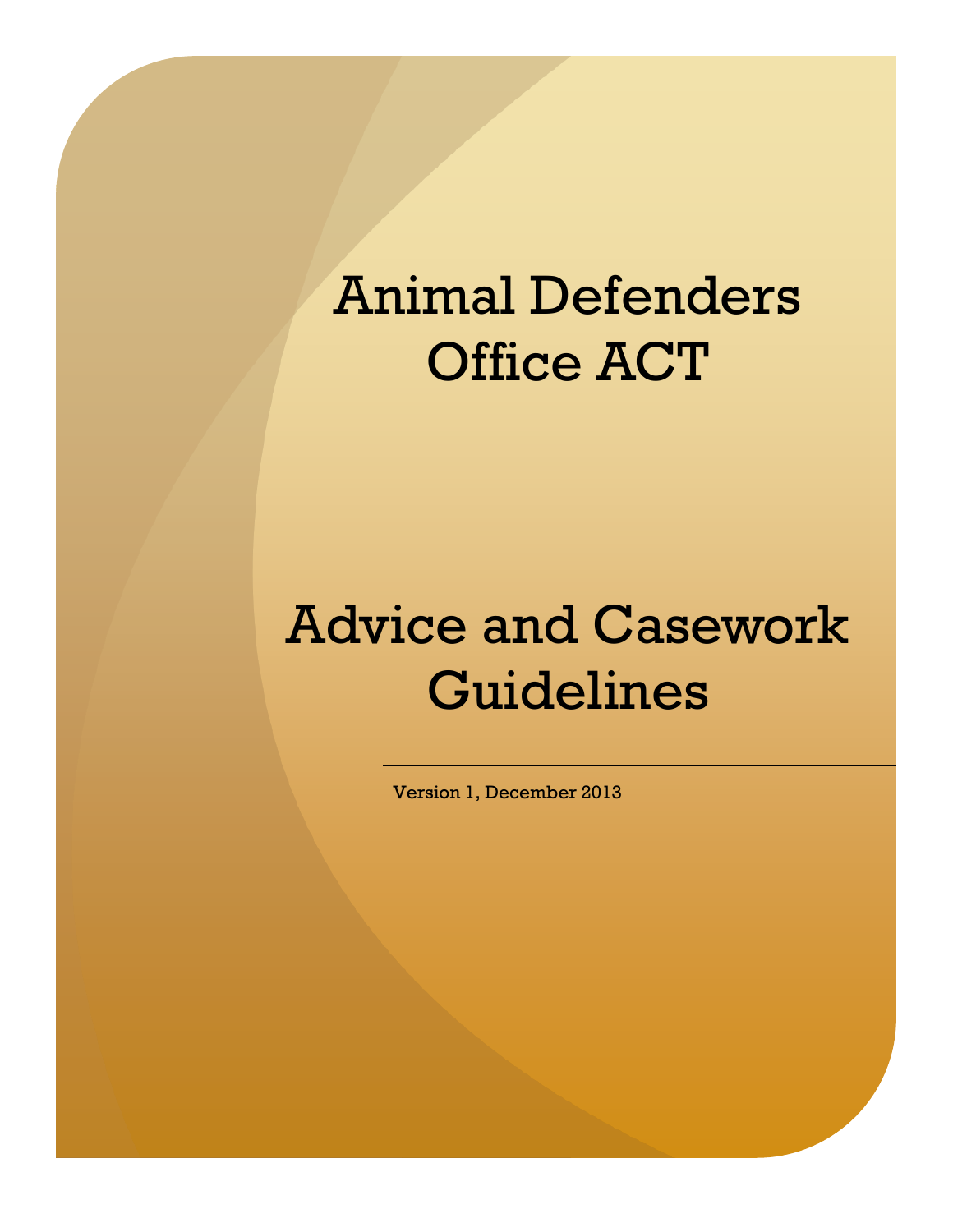# Animal Defenders Office ACT

# Advice and Casework Guidelines

Version 1, December 2013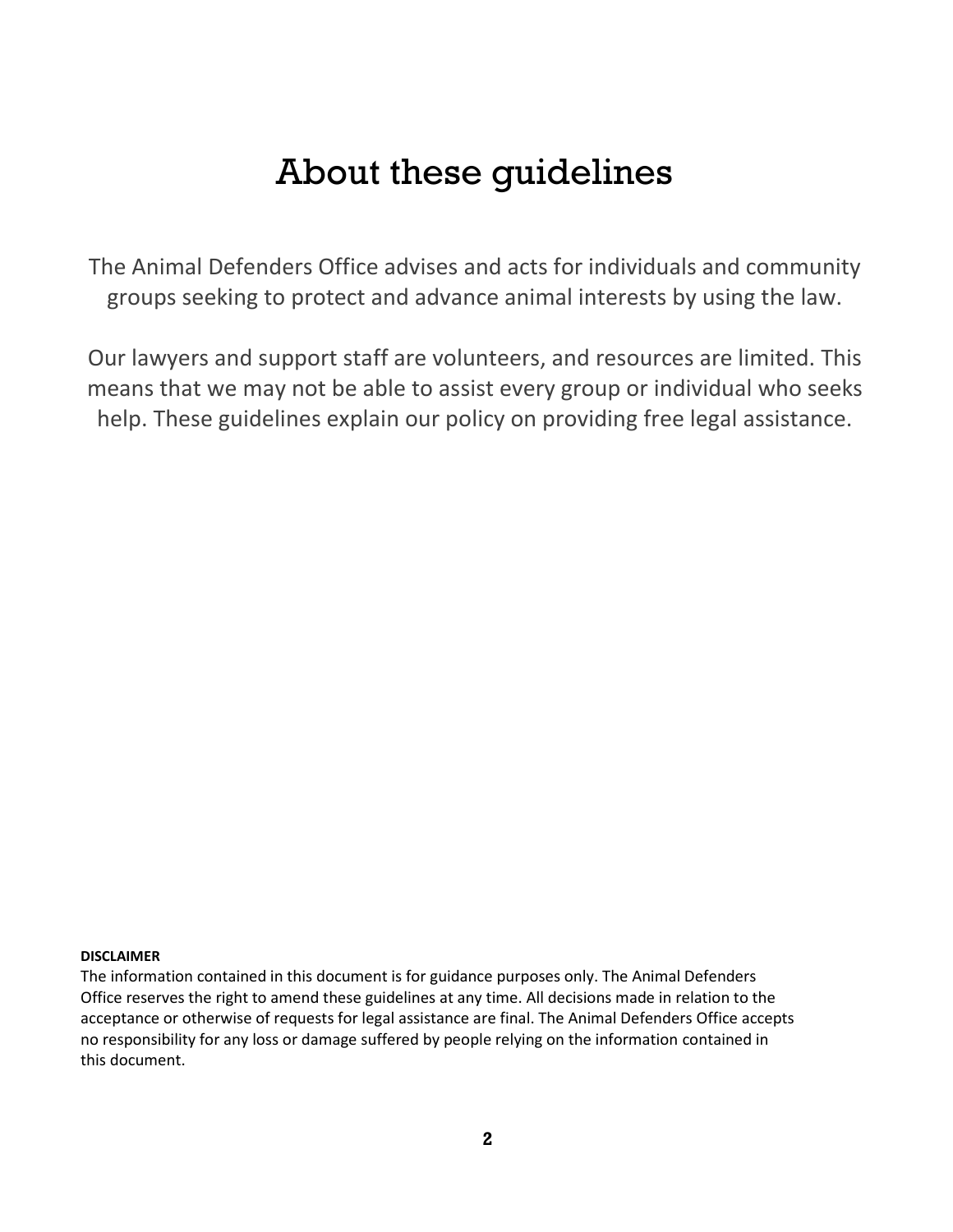# About these guidelines

The Animal Defenders Office advises and acts for individuals and community groups seeking to protect and advance animal interests by using the law.

Our lawyers and support staff are volunteers, and resources are limited. This means that we may not be able to assist every group or individual who seeks help. These guidelines explain our policy on providing free legal assistance.

**DISCLAIMER**

The information contained in this document is for guidance purposes only. The Animal Defenders Office reserves the right to amend these guidelines at any time. All decisions made in relation to the acceptance or otherwise of requests for legal assistance are final. The Animal Defenders Office accepts no responsibility for any loss or damage suffered by people relying on the information contained in this document.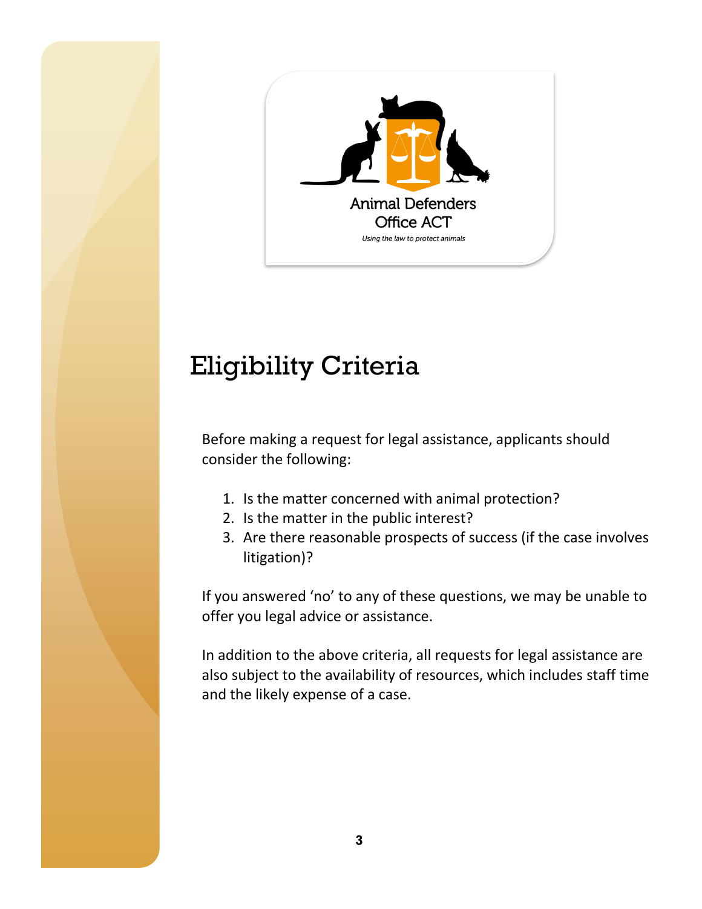Animal Defenders Office ACT

*Using the law to protect animals*

# Eligibility Criteria

Before making a request for legal assistance, applicants should consider the following:

1. Is the matter concerned with animal protection?
2. Is the matter in the public interest?
3. Are there reasonable prospects of success (if the case involves litigation)?

If you answered 'no' to any of these questions, we may be unable to offer you legal advice or assistance.

In addition to the above criteria, all requests for legal assistance are also subject to the availability of resources, which includes staff time and the likely expense of a case.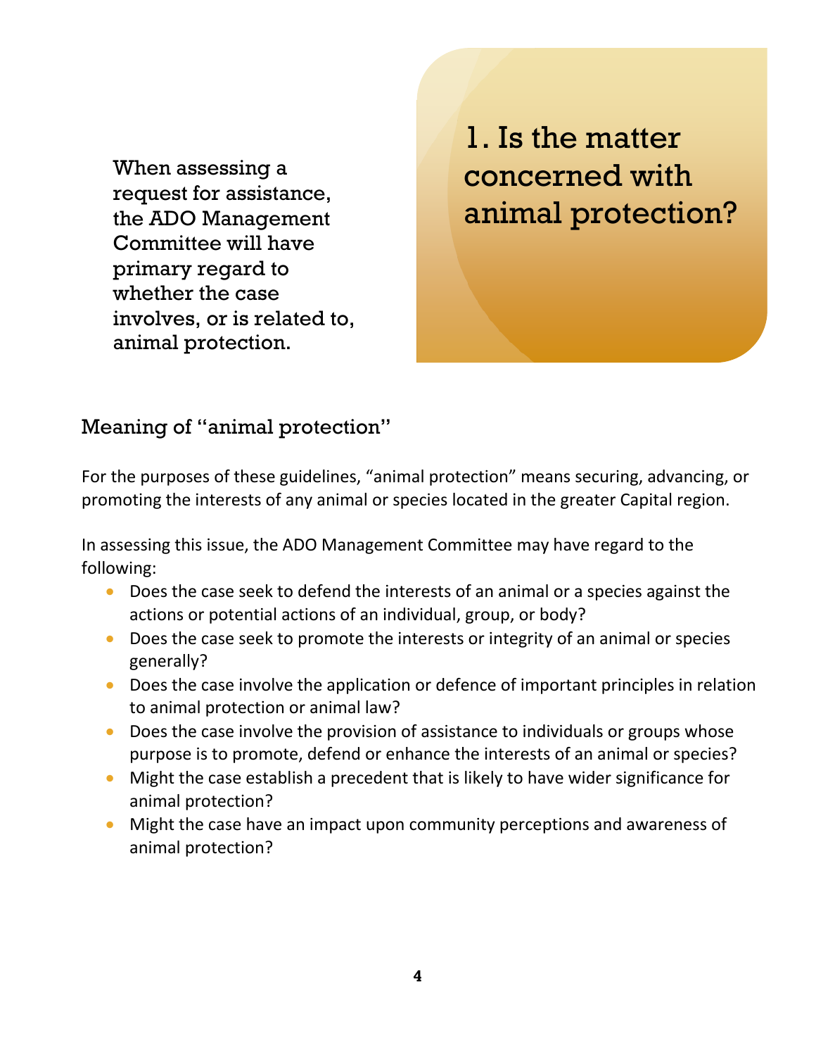# 1. Is the matter concerned with animal protection?

When assessing a request for assistance, the ADO Management Committee will have primary regard to whether the case involves, or is related to, animal protection.

## Meaning of "animal protection"

For the purposes of these guidelines, "animal protection" means securing, advancing, or promoting the interests of any animal or species located in the greater Capital region.

In assessing this issue, the ADO Management Committee may have regard to the following:

- Does the case seek to defend the interests of an animal or a species against the actions or potential actions of an individual, group, or body?
- Does the case seek to promote the interests or integrity of an animal or species generally?
- Does the case involve the application or defence of important principles in relation to animal protection or animal law?
- Does the case involve the provision of assistance to individuals or groups whose purpose is to promote, defend or enhance the interests of an animal or species?
- Might the case establish a precedent that is likely to have wider significance for animal protection?
- Might the case have an impact upon community perceptions and awareness of animal protection?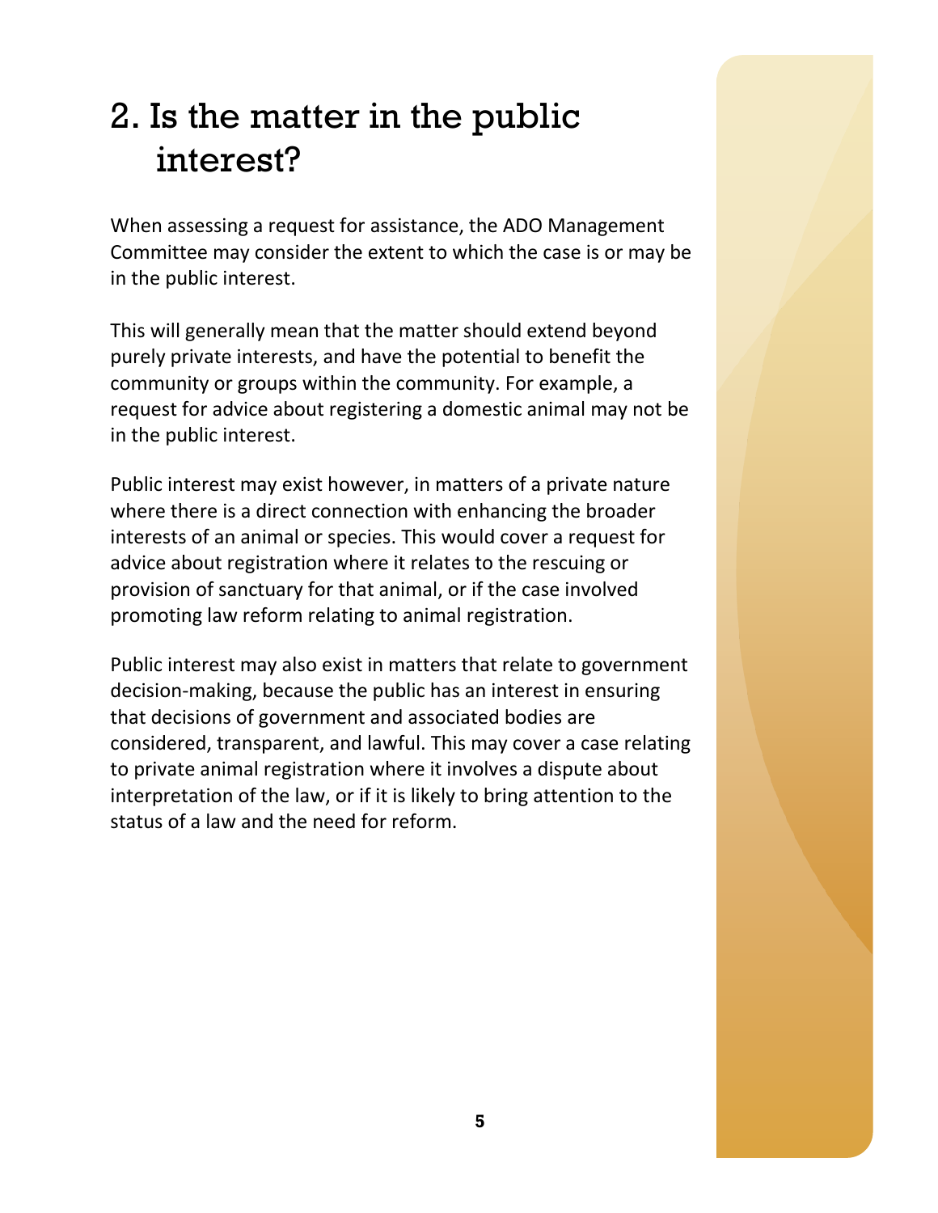## 2. Is the matter in the public interest?

When assessing a request for assistance, the ADO Management Committee may consider the extent to which the case is or may be in the public interest.

This will generally mean that the matter should extend beyond purely private interests, and have the potential to benefit the community or groups within the community. For example, a request for advice about registering a domestic animal may not be in the public interest.

Public interest may exist however, in matters of a private nature where there is a direct connection with enhancing the broader interests of an animal or species. This would cover a request for advice about registration where it relates to the rescuing or provision of sanctuary for that animal, or if the case involved promoting law reform relating to animal registration.

Public interest may also exist in matters that relate to government decision-making, because the public has an interest in ensuring that decisions of government and associated bodies are considered, transparent, and lawful. This may cover a case relating to private animal registration where it involves a dispute about interpretation of the law, or if it is likely to bring attention to the status of a law and the need for reform.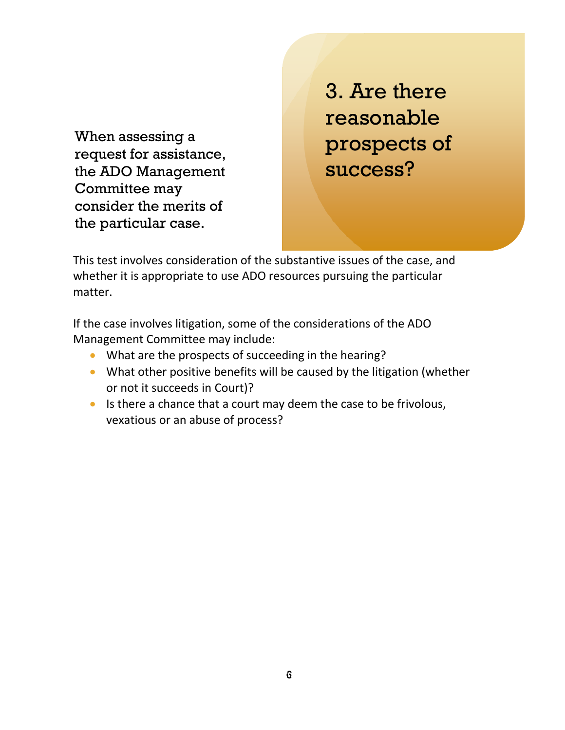## 3. Are there reasonable prospects of success?

When assessing a request for assistance, the ADO Management Committee may consider the merits of the particular case.

This test involves consideration of the substantive issues of the case, and whether it is appropriate to use ADO resources pursuing the particular matter.

If the case involves litigation, some of the considerations of the ADO Management Committee may include:

- What are the prospects of succeeding in the hearing?
- What other positive benefits will be caused by the litigation (whether or not it succeeds in Court)?
- Is there a chance that a court may deem the case to be frivolous, vexatious or an abuse of process?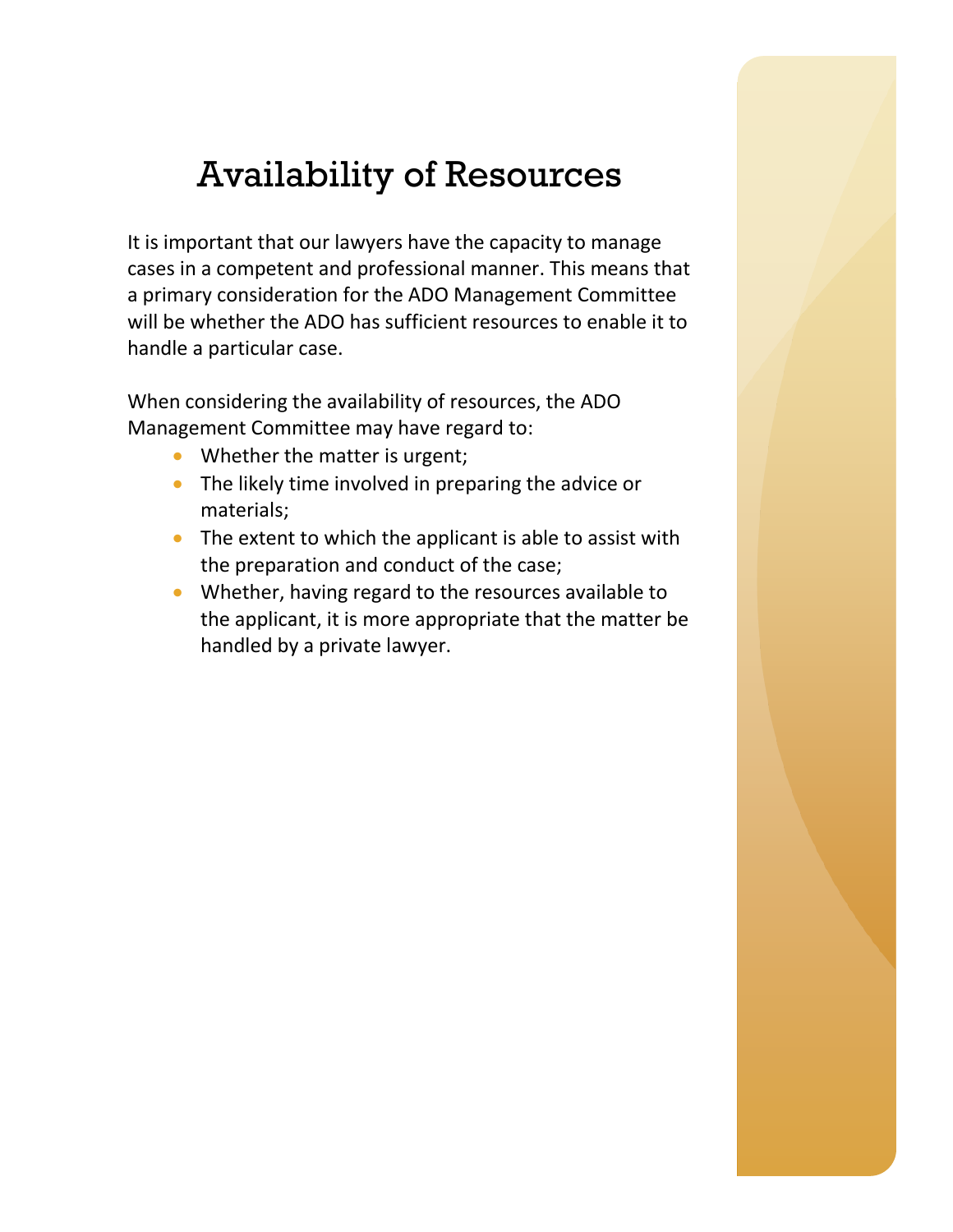# Availability of Resources

It is important that our lawyers have the capacity to manage cases in a competent and professional manner. This means that a primary consideration for the ADO Management Committee will be whether the ADO has sufficient resources to enable it to handle a particular case.

When considering the availability of resources, the ADO Management Committee may have regard to:

- Whether the matter is urgent;
- The likely time involved in preparing the advice or materials;
- The extent to which the applicant is able to assist with the preparation and conduct of the case;
- Whether, having regard to the resources available to the applicant, it is more appropriate that the matter be handled by a private lawyer.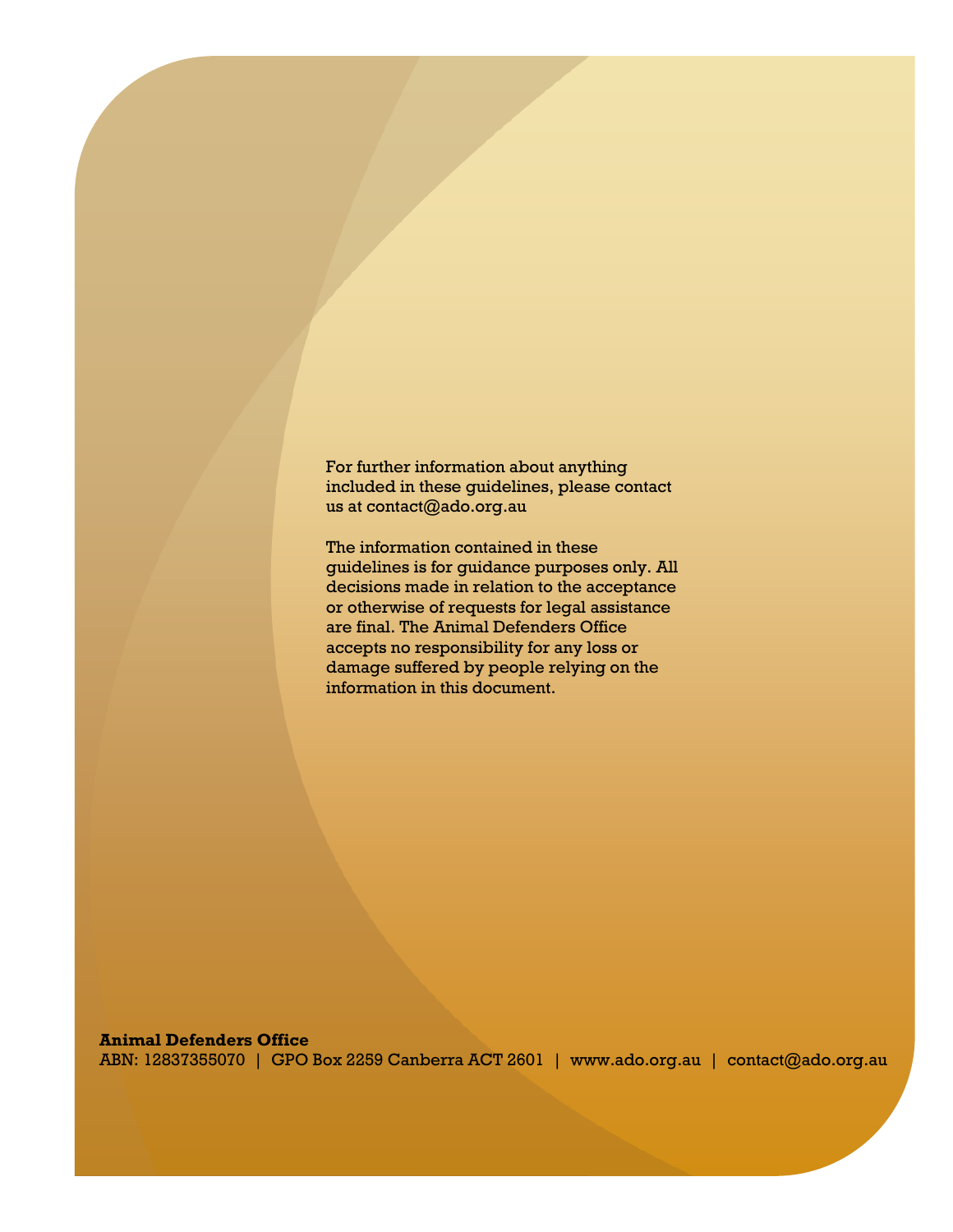For further information about anything included in these guidelines, please contact us at contact@ado.org.au

The information contained in these guidelines is for guidance purposes only. All decisions made in relation to the acceptance or otherwise of requests for legal assistance are final. The Animal Defenders Office accepts no responsibility for any loss or damage suffered by people relying on the information in this document.

**Animal Defenders Office**
ABN: 12837355070 | GPO Box 2259 Canberra ACT 2601 | www.ado.org.au | contact@ado.org.au